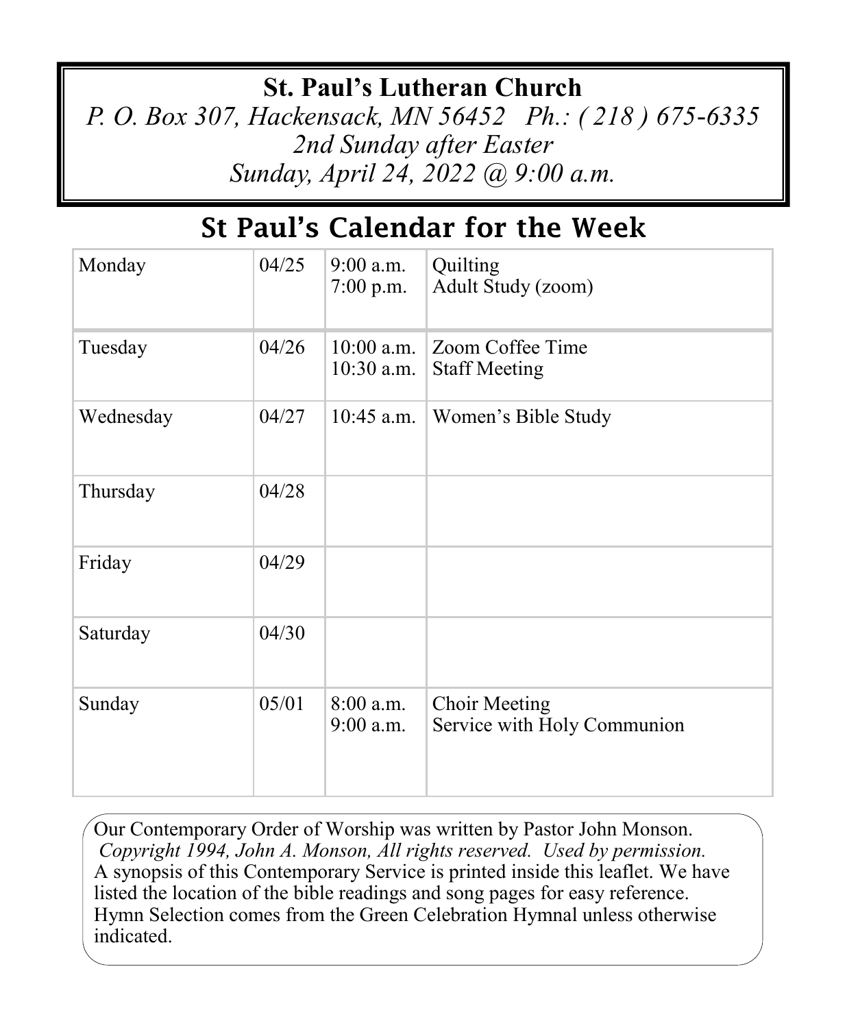# St. Paul's Lutheran Church

*P. O. Box 307, Hackensack, MN 56452 Ph.: ( 218 ) 675-6335*

*2nd Sunday after Easter*

*Sunday, April 24, 2022 @ 9:00 a.m.*

## St Paul's Calendar for the Week

| | | | |
|---|---|---|---|
| Monday | 04/25 | 9:00 a.m.<br>7:00 p.m. | Quilting<br>Adult Study (zoom) |
| Tuesday | 04/26 | 10:00 a.m.<br>10:30 a.m. | Zoom Coffee Time<br>Staff Meeting |
| Wednesday | 04/27 | 10:45 a.m. | Women's Bible Study |
| Thursday | 04/28 | | |
| Friday | 04/29 | | |
| Saturday | 04/30 | | |
| Sunday | 05/01 | 8:00 a.m.<br>9:00 a.m. | Choir Meeting<br>Service with Holy Communion |

Our Contemporary Order of Worship was written by Pastor John Monson.
*Copyright 1994, John A. Monson, All rights reserved. Used by permission.*
A synopsis of this Contemporary Service is printed inside this leaflet. We have listed the location of the bible readings and song pages for easy reference. Hymn Selection comes from the Green Celebration Hymnal unless otherwise indicated.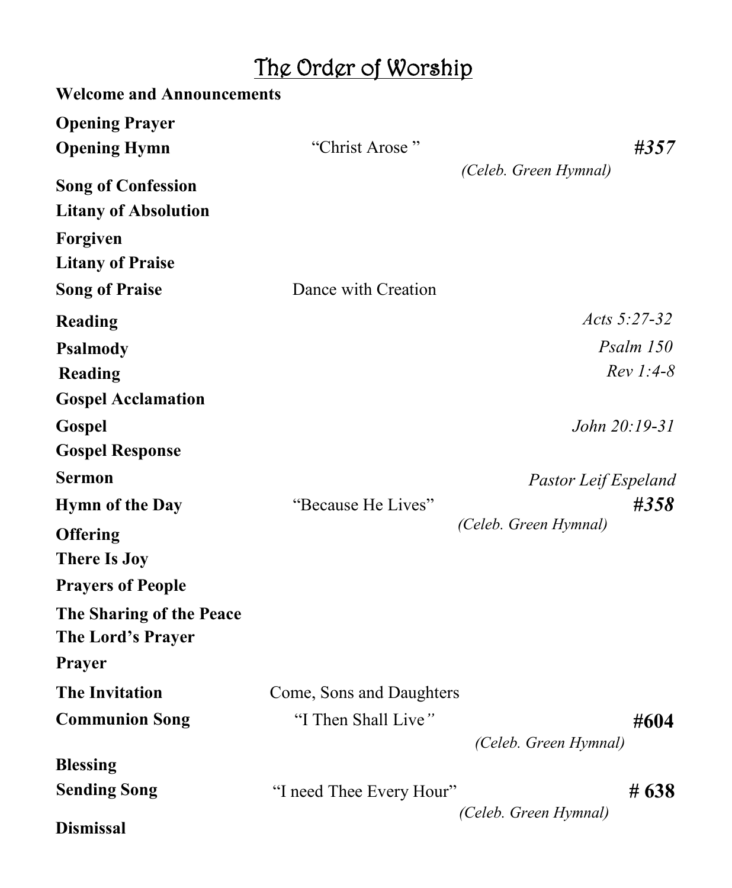# The Order of Worship

**Welcome and Announcements**

**Opening Prayer**

**Opening Hymn** "Christ Arose " ***#357*** *(Celeb. Green Hymnal)*

**Song of Confession**

**Litany of Absolution**

**Forgiven**

**Litany of Praise**

**Song of Praise** Dance with Creation

**Reading** *Acts 5:27-32*

**Psalmody** *Psalm 150*

**Reading** *Rev 1:4-8*

**Gospel Acclamation**

**Gospel** *John 20:19-31*

**Gospel Response**

**Sermon** *Pastor Leif Espeland*

**Hymn of the Day** "Because He Lives" ***#358*** *(Celeb. Green Hymnal)*

**Offering**

**There Is Joy**

**Prayers of People**

**The Sharing of the Peace**

**The Lord's Prayer**

**Prayer**

**The Invitation** Come, Sons and Daughters

**Communion Song** "I Then Shall Live" **#604** *(Celeb. Green Hymnal)*

**Blessing**

**Sending Song** "I need Thee Every Hour" **# 638** *(Celeb. Green Hymnal)*

**Dismissal**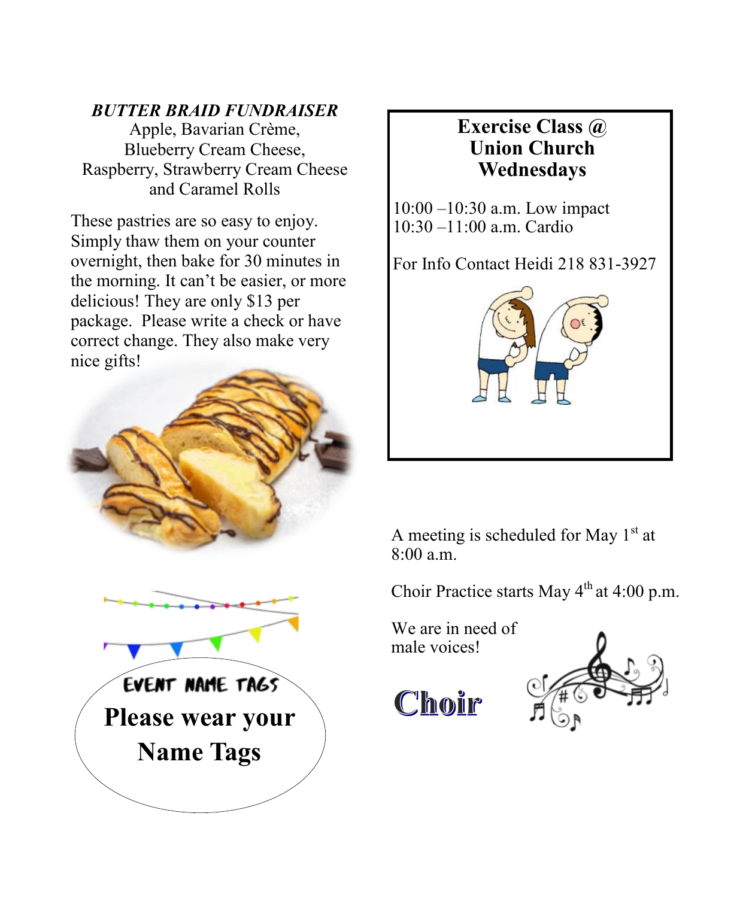***BUTTER BRAID FUNDRAISER***

Apple, Bavarian Crème,
Blueberry Cream Cheese,
Raspberry, Strawberry Cream Cheese
and Caramel Rolls

These pastries are so easy to enjoy. Simply thaw them on your counter overnight, then bake for 30 minutes in the morning. It can't be easier, or more delicious! They are only $13 per package. Please write a check or have correct change. They also make very nice gifts!

**EVENT NAME TAGS**

**Please wear your Name Tags**

**Exercise Class @ Union Church Wednesdays**

10:00 –10:30 a.m. Low impact
10:30 –11:00 a.m. Cardio

For Info Contact Heidi 218 831-3927

A meeting is scheduled for May 1st at 8:00 a.m.

Choir Practice starts May 4th at 4:00 p.m.

We are in need of male voices!

**Choir**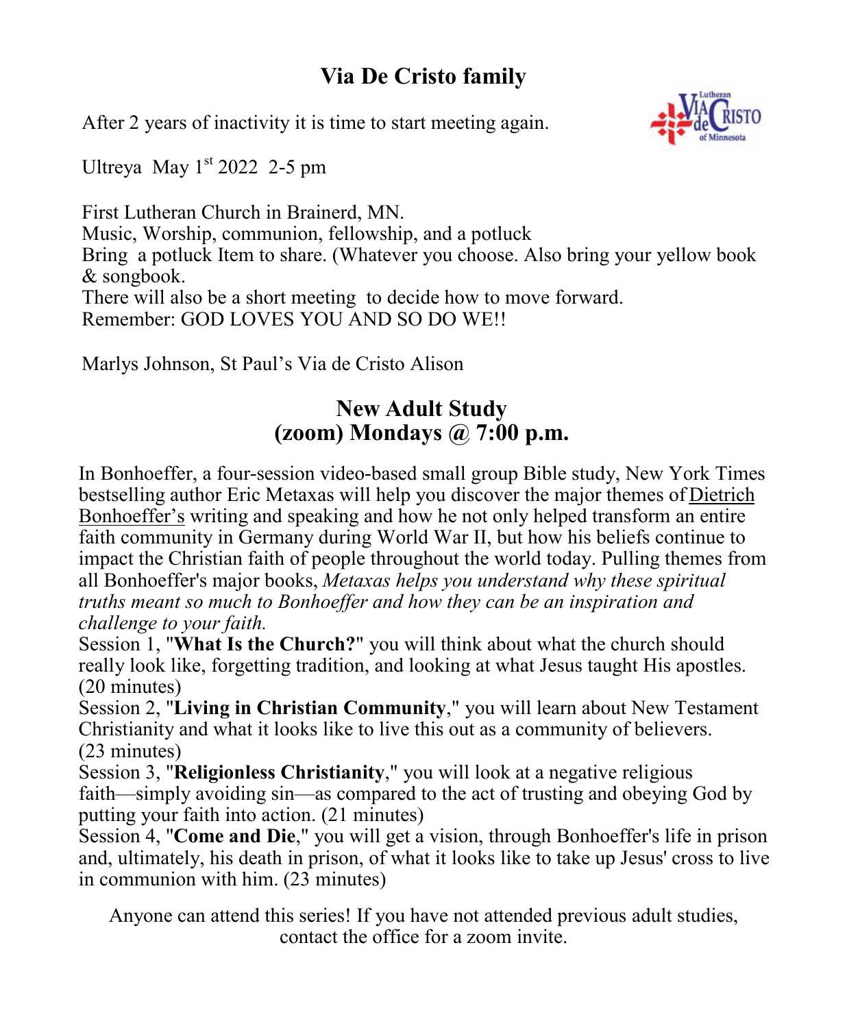## Via De Cristo family

After 2 years of inactivity it is time to start meeting again.

Ultreya May 1st 2022 2-5 pm

First Lutheran Church in Brainerd, MN.
Music, Worship, communion, fellowship, and a potluck
Bring a potluck Item to share. (Whatever you choose. Also bring your yellow book & songbook.
There will also be a short meeting to decide how to move forward.
Remember: GOD LOVES YOU AND SO DO WE!!

Marlys Johnson, St Paul's Via de Cristo Alison

## New Adult Study
## (zoom) Mondays @ 7:00 p.m.

In Bonhoeffer, a four-session video-based small group Bible study, New York Times bestselling author Eric Metaxas will help you discover the major themes of Dietrich Bonhoeffer's writing and speaking and how he not only helped transform an entire faith community in Germany during World War II, but how his beliefs continue to impact the Christian faith of people throughout the world today. Pulling themes from all Bonhoeffer's major books, *Metaxas helps you understand why these spiritual truths meant so much to Bonhoeffer and how they can be an inspiration and challenge to your faith.*

Session 1, "**What Is the Church?**" you will think about what the church should really look like, forgetting tradition, and looking at what Jesus taught His apostles. (20 minutes)

Session 2, "**Living in Christian Community**," you will learn about New Testament Christianity and what it looks like to live this out as a community of believers. (23 minutes)

Session 3, "**Religionless Christianity**," you will look at a negative religious faith—simply avoiding sin—as compared to the act of trusting and obeying God by putting your faith into action. (21 minutes)

Session 4, "**Come and Die**," you will get a vision, through Bonhoeffer's life in prison and, ultimately, his death in prison, of what it looks like to take up Jesus' cross to live in communion with him. (23 minutes)

Anyone can attend this series! If you have not attended previous adult studies, contact the office for a zoom invite.